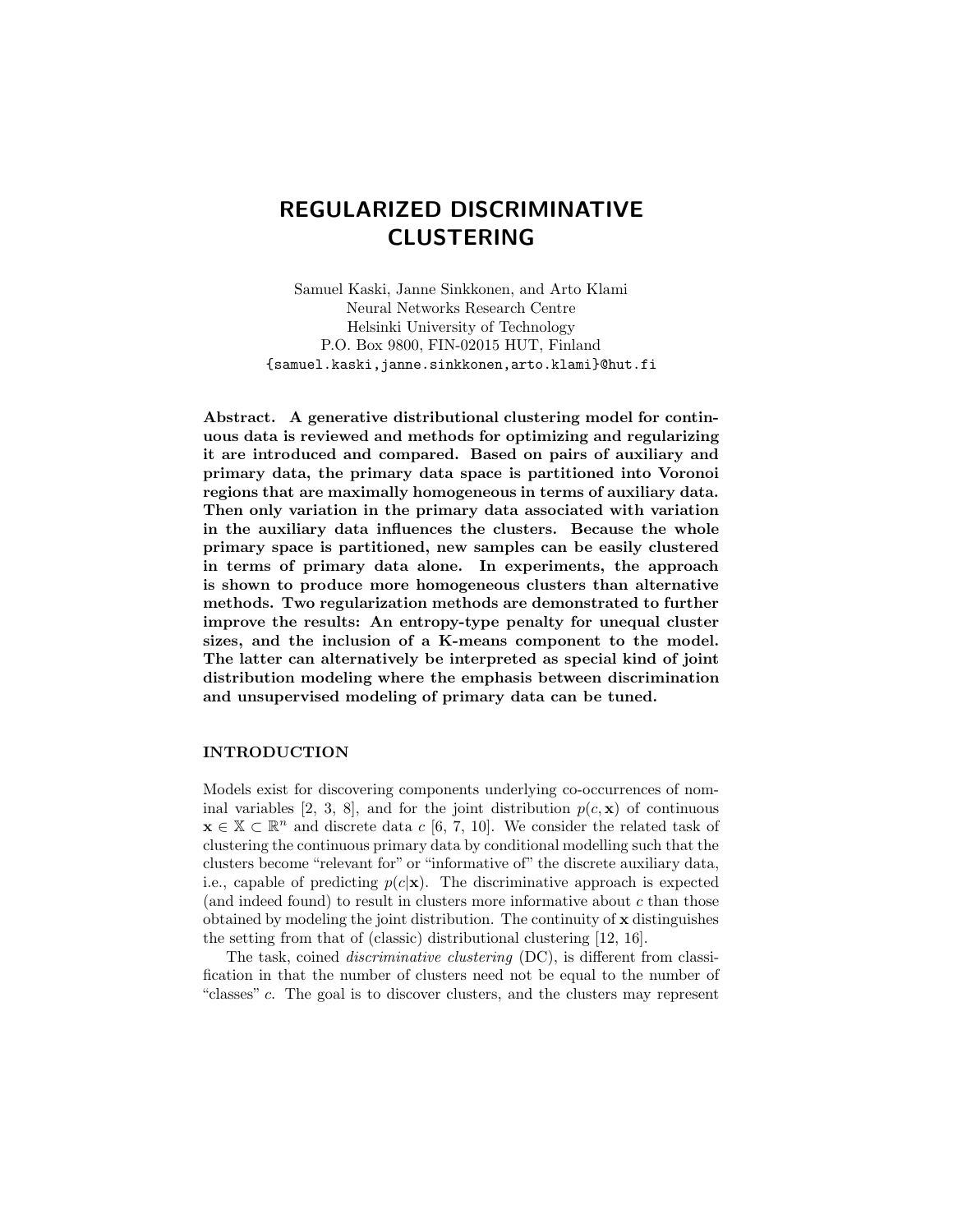# REGULARIZED DISCRIMINATIVE CLUSTERING

Samuel Kaski, Janne Sinkkonen, and Arto Klami
Neural Networks Research Centre
Helsinki University of Technology
P.O. Box 9800, FIN-02015 HUT, Finland
{samuel.kaski,janne.sinkkonen,arto.klami}@hut.fi

**Abstract. A generative distributional clustering model for continuous data is reviewed and methods for optimizing and regularizing it are introduced and compared. Based on pairs of auxiliary and primary data, the primary data space is partitioned into Voronoi regions that are maximally homogeneous in terms of auxiliary data. Then only variation in the primary data associated with variation in the auxiliary data influences the clusters. Because the whole primary space is partitioned, new samples can be easily clustered in terms of primary data alone. In experiments, the approach is shown to produce more homogeneous clusters than alternative methods. Two regularization methods are demonstrated to further improve the results: An entropy-type penalty for unequal cluster sizes, and the inclusion of a K-means component to the model. The latter can alternatively be interpreted as special kind of joint distribution modeling where the emphasis between discrimination and unsupervised modeling of primary data can be tuned.**

## INTRODUCTION

Models exist for discovering components underlying co-occurrences of nominal variables [2, 3, 8], and for the joint distribution $p(c, \mathbf{x})$ of continuous $\mathbf{x} \in \mathbb{X} \subset \mathbb{R}^n$ and discrete data $c$ [6, 7, 10]. We consider the related task of clustering the continuous primary data by conditional modelling such that the clusters become "relevant for" or "informative of" the discrete auxiliary data, i.e., capable of predicting $p(c|\mathbf{x})$. The discriminative approach is expected (and indeed found) to result in clusters more informative about $c$ than those obtained by modeling the joint distribution. The continuity of $\mathbf{x}$ distinguishes the setting from that of (classic) distributional clustering [12, 16].

The task, coined *discriminative clustering* (DC), is different from classification in that the number of clusters need not be equal to the number of "classes" $c$. The goal is to discover clusters, and the clusters may represent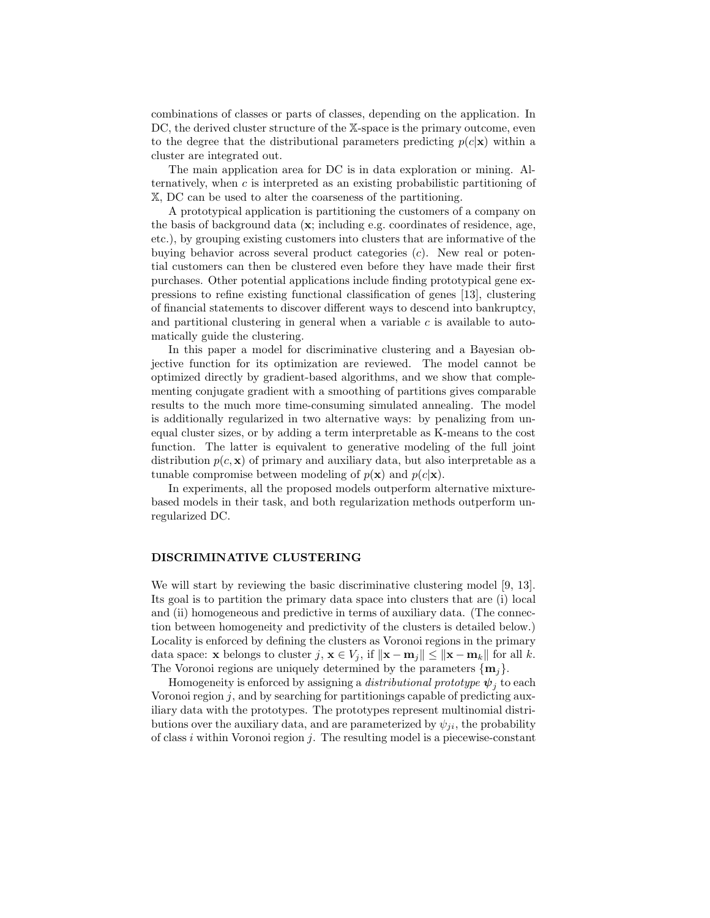combinations of classes or parts of classes, depending on the application. In DC, the derived cluster structure of the $\mathbb{X}$-space is the primary outcome, even to the degree that the distributional parameters predicting $p(c|\mathbf{x})$ within a cluster are integrated out.

The main application area for DC is in data exploration or mining. Alternatively, when $c$ is interpreted as an existing probabilistic partitioning of $\mathbb{X}$, DC can be used to alter the coarseness of the partitioning.

A prototypical application is partitioning the customers of a company on the basis of background data ($\mathbf{x}$; including e.g. coordinates of residence, age, etc.), by grouping existing customers into clusters that are informative of the buying behavior across several product categories ($c$). New real or potential customers can then be clustered even before they have made their first purchases. Other potential applications include finding prototypical gene expressions to refine existing functional classification of genes [13], clustering of financial statements to discover different ways to descend into bankruptcy, and partitional clustering in general when a variable $c$ is available to automatically guide the clustering.

In this paper a model for discriminative clustering and a Bayesian objective function for its optimization are reviewed. The model cannot be optimized directly by gradient-based algorithms, and we show that complementing conjugate gradient with a smoothing of partitions gives comparable results to the much more time-consuming simulated annealing. The model is additionally regularized in two alternative ways: by penalizing from unequal cluster sizes, or by adding a term interpretable as K-means to the cost function. The latter is equivalent to generative modeling of the full joint distribution $p(c, \mathbf{x})$ of primary and auxiliary data, but also interpretable as a tunable compromise between modeling of $p(\mathbf{x})$ and $p(c|\mathbf{x})$.

In experiments, all the proposed models outperform alternative mixture-based models in their task, and both regularization methods outperform unregularized DC.

## DISCRIMINATIVE CLUSTERING

We will start by reviewing the basic discriminative clustering model [9, 13]. Its goal is to partition the primary data space into clusters that are (i) local and (ii) homogeneous and predictive in terms of auxiliary data. (The connection between homogeneity and predictivity of the clusters is detailed below.) Locality is enforced by defining the clusters as Voronoi regions in the primary data space: $\mathbf{x}$ belongs to cluster $j$, $\mathbf{x} \in V_j$, if $\|\mathbf{x} - \mathbf{m}_j\| \leq \|\mathbf{x} - \mathbf{m}_k\|$ for all $k$. The Voronoi regions are uniquely determined by the parameters $\{\mathbf{m}_j\}$.

Homogeneity is enforced by assigning a *distributional prototype* $\boldsymbol{\psi}_j$ to each Voronoi region $j$, and by searching for partitionings capable of predicting auxiliary data with the prototypes. The prototypes represent multinomial distributions over the auxiliary data, and are parameterized by $\psi_{ji}$, the probability of class $i$ within Voronoi region $j$. The resulting model is a piecewise-constant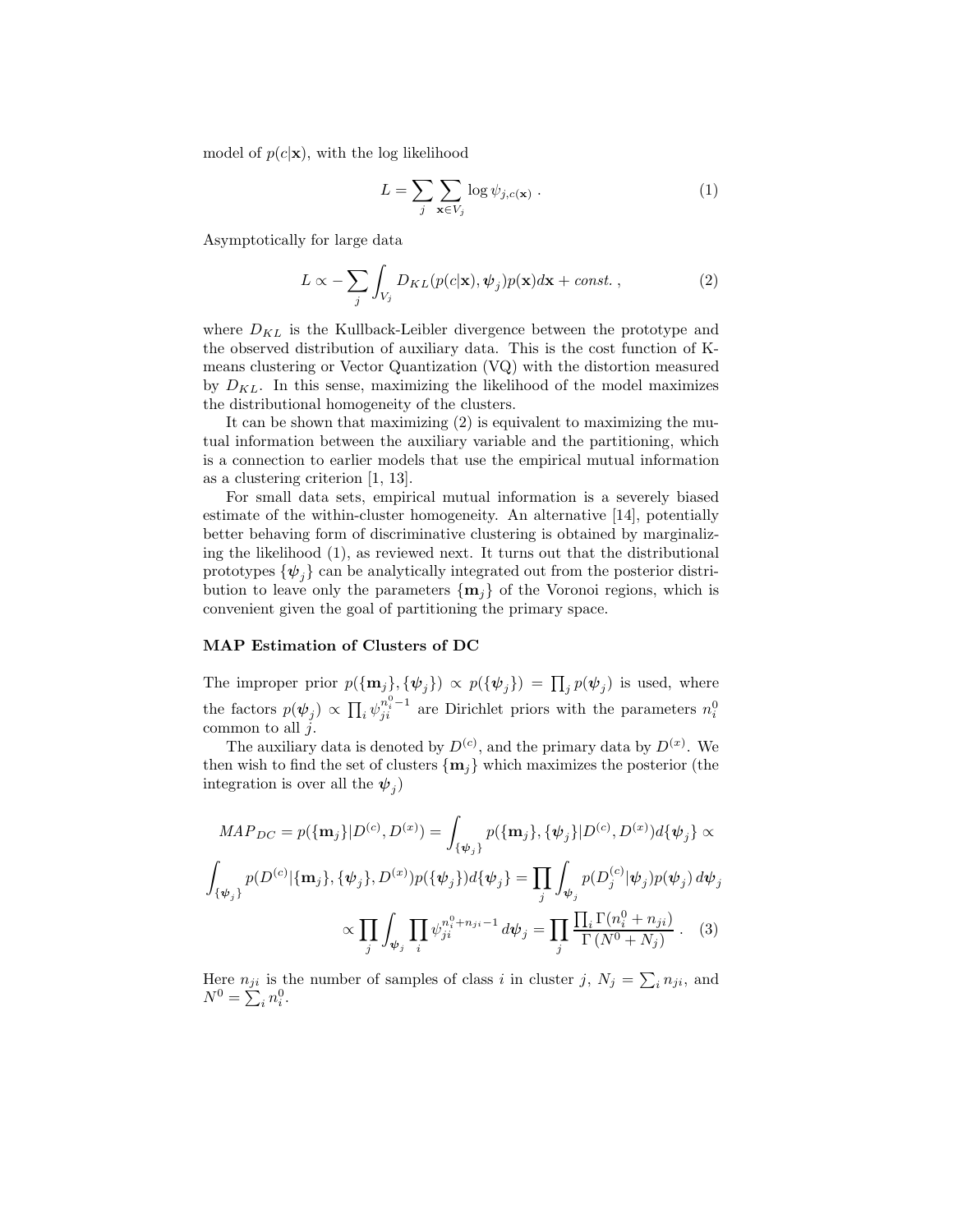model of $p(c|\mathbf{x})$, with the log likelihood

$$L = \sum_j \sum_{\mathbf{x} \in V_j} \log \psi_{j,c(\mathbf{x})} \, . \tag{1}$$

Asymptotically for large data

$$L \propto - \sum_j \int_{V_j} D_{KL}(p(c|\mathbf{x}), \boldsymbol{\psi}_j) p(\mathbf{x}) d\mathbf{x} + const. \, , \tag{2}$$

where $D_{KL}$ is the Kullback-Leibler divergence between the prototype and the observed distribution of auxiliary data. This is the cost function of K-means clustering or Vector Quantization (VQ) with the distortion measured by $D_{KL}$. In this sense, maximizing the likelihood of the model maximizes the distributional homogeneity of the clusters.

It can be shown that maximizing (2) is equivalent to maximizing the mutual information between the auxiliary variable and the partitioning, which is a connection to earlier models that use the empirical mutual information as a clustering criterion [1, 13].

For small data sets, empirical mutual information is a severely biased estimate of the within-cluster homogeneity. An alternative [14], potentially better behaving form of discriminative clustering is obtained by marginalizing the likelihood (1), as reviewed next. It turns out that the distributional prototypes $\{\boldsymbol{\psi}_j\}$ can be analytically integrated out from the posterior distribution to leave only the parameters $\{\mathbf{m}_j\}$ of the Voronoi regions, which is convenient given the goal of partitioning the primary space.

**MAP Estimation of Clusters of DC**

The improper prior $p(\{\mathbf{m}_j\}, \{\boldsymbol{\psi}_j\}) \propto p(\{\boldsymbol{\psi}_j\}) = \prod_j p(\boldsymbol{\psi}_j)$ is used, where the factors $p(\boldsymbol{\psi}_j) \propto \prod_i \psi_{ji}^{n_i^0 - 1}$ are Dirichlet priors with the parameters $n_i^0$ common to all $j$.

The auxiliary data is denoted by $D^{(c)}$, and the primary data by $D^{(x)}$. We then wish to find the set of clusters $\{\mathbf{m}_j\}$ which maximizes the posterior (the integration is over all the $\boldsymbol{\psi}_j$)

$$MAP_{DC} = p(\{\mathbf{m}_j\}|D^{(c)}, D^{(x)}) = \int_{\{\boldsymbol{\psi}_j\}} p(\{\mathbf{m}_j\}, \{\boldsymbol{\psi}_j\}|D^{(c)}, D^{(x)}) d\{\boldsymbol{\psi}_j\} \propto$$

$$\int_{\{\boldsymbol{\psi}_j\}} p(D^{(c)}|\{\mathbf{m}_j\}, \{\boldsymbol{\psi}_j\}, D^{(x)}) p(\{\boldsymbol{\psi}_j\}) d\{\boldsymbol{\psi}_j\} = \prod_j \int_{\boldsymbol{\psi}_j} p(D_j^{(c)}|\boldsymbol{\psi}_j) p(\boldsymbol{\psi}_j) \, d\boldsymbol{\psi}_j$$

$$\propto \prod_j \int_{\boldsymbol{\psi}_j} \prod_i \psi_{ji}^{n_i^0 + n_{ji} - 1} \, d\boldsymbol{\psi}_j = \prod_j \frac{\prod_i \Gamma(n_i^0 + n_{ji})}{\Gamma(N^0 + N_j)} \, . \tag{3}$$

Here $n_{ji}$ is the number of samples of class $i$ in cluster $j$, $N_j = \sum_i n_{ji}$, and $N^0 = \sum_i n_i^0$.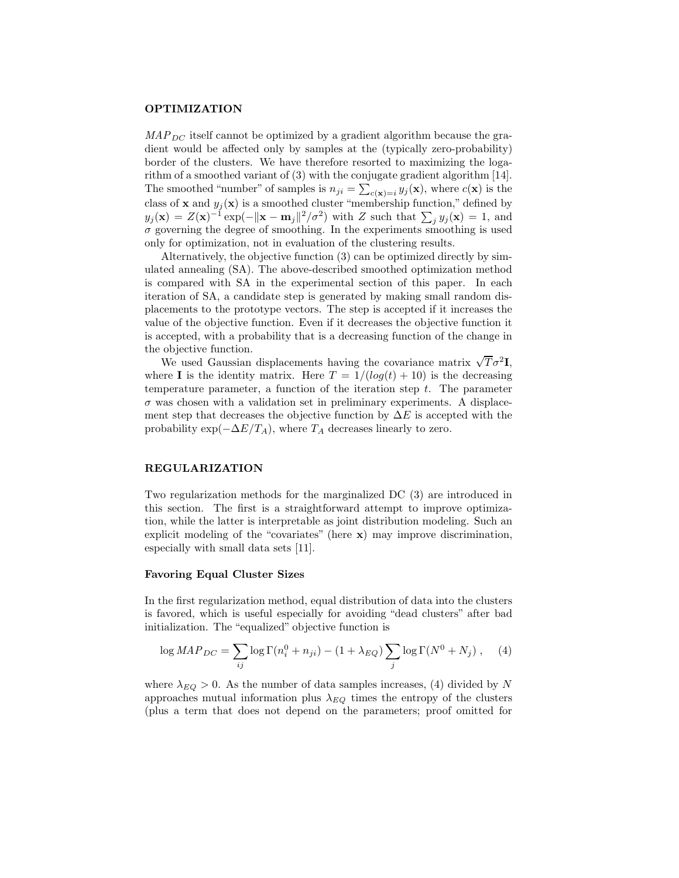## OPTIMIZATION

$MAP_{DC}$ itself cannot be optimized by a gradient algorithm because the gradient would be affected only by samples at the (typically zero-probability) border of the clusters. We have therefore resorted to maximizing the logarithm of a smoothed variant of (3) with the conjugate gradient algorithm [14]. The smoothed "number" of samples is $n_{ji} = \sum_{c(\mathbf{x})=i} y_j(\mathbf{x})$, where $c(\mathbf{x})$ is the class of $\mathbf{x}$ and $y_j(\mathbf{x})$ is a smoothed cluster "membership function," defined by $y_j(\mathbf{x}) = Z(\mathbf{x})^{-1} \exp(-\|\mathbf{x} - \mathbf{m}_j\|^2/\sigma^2)$ with $Z$ such that $\sum_j y_j(\mathbf{x}) = 1$, and $\sigma$ governing the degree of smoothing. In the experiments smoothing is used only for optimization, not in evaluation of the clustering results.

Alternatively, the objective function (3) can be optimized directly by simulated annealing (SA). The above-described smoothed optimization method is compared with SA in the experimental section of this paper. In each iteration of SA, a candidate step is generated by making small random displacements to the prototype vectors. The step is accepted if it increases the value of the objective function. Even if it decreases the objective function it is accepted, with a probability that is a decreasing function of the change in the objective function.

We used Gaussian displacements having the covariance matrix $\sqrt{T}\sigma^2\mathbf{I}$, where $\mathbf{I}$ is the identity matrix. Here $T = 1/(log(t) + 10)$ is the decreasing temperature parameter, a function of the iteration step $t$. The parameter $\sigma$ was chosen with a validation set in preliminary experiments. A displacement step that decreases the objective function by $\Delta E$ is accepted with the probability $\exp(-\Delta E/T_A)$, where $T_A$ decreases linearly to zero.

## REGULARIZATION

Two regularization methods for the marginalized DC (3) are introduced in this section. The first is a straightforward attempt to improve optimization, while the latter is interpretable as joint distribution modeling. Such an explicit modeling of the "covariates" (here $\mathbf{x}$) may improve discrimination, especially with small data sets [11].

### Favoring Equal Cluster Sizes

In the first regularization method, equal distribution of data into the clusters is favored, which is useful especially for avoiding "dead clusters" after bad initialization. The "equalized" objective function is

$$\log MAP_{DC} = \sum_{ij} \log \Gamma(n_i^0 + n_{ji}) - (1 + \lambda_{EQ}) \sum_j \log \Gamma(N^0 + N_j) \,, \quad (4)$$

where $\lambda_{EQ} > 0$. As the number of data samples increases, (4) divided by $N$ approaches mutual information plus $\lambda_{EQ}$ times the entropy of the clusters (plus a term that does not depend on the parameters; proof omitted for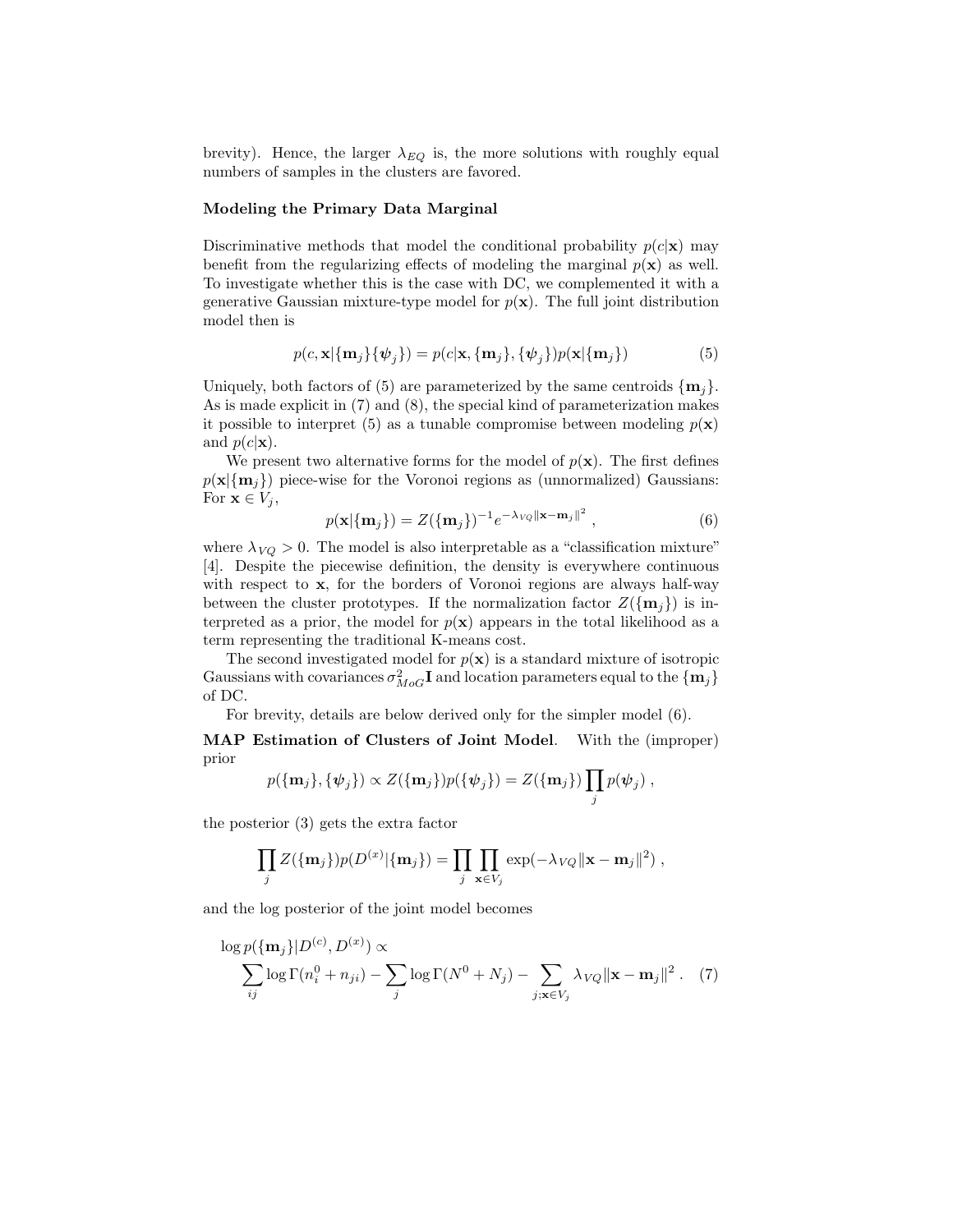brevity). Hence, the larger $\lambda_{EQ}$ is, the more solutions with roughly equal numbers of samples in the clusters are favored.

**Modeling the Primary Data Marginal**

Discriminative methods that model the conditional probability $p(c|\mathbf{x})$ may benefit from the regularizing effects of modeling the marginal $p(\mathbf{x})$ as well. To investigate whether this is the case with DC, we complemented it with a generative Gaussian mixture-type model for $p(\mathbf{x})$. The full joint distribution model then is

$$p(c, \mathbf{x}|\{\mathbf{m}_j\}\{\boldsymbol{\psi}_j\}) = p(c|\mathbf{x}, \{\mathbf{m}_j\}, \{\boldsymbol{\psi}_j\})p(\mathbf{x}|\{\mathbf{m}_j\}) \tag{5}$$

Uniquely, both factors of (5) are parameterized by the same centroids $\{\mathbf{m}_j\}$. As is made explicit in (7) and (8), the special kind of parameterization makes it possible to interpret (5) as a tunable compromise between modeling $p(\mathbf{x})$ and $p(c|\mathbf{x})$.

We present two alternative forms for the model of $p(\mathbf{x})$. The first defines $p(\mathbf{x}|\{\mathbf{m}_j\})$ piece-wise for the Voronoi regions as (unnormalized) Gaussians: For $\mathbf{x} \in V_j$,

$$p(\mathbf{x}|\{\mathbf{m}_j\}) = Z(\{\mathbf{m}_j\})^{-1} e^{-\lambda_{VQ}\|\mathbf{x}-\mathbf{m}_j\|^2} , \tag{6}$$

where $\lambda_{VQ} > 0$. The model is also interpretable as a "classification mixture" [4]. Despite the piecewise definition, the density is everywhere continuous with respect to $\mathbf{x}$, for the borders of Voronoi regions are always half-way between the cluster prototypes. If the normalization factor $Z(\{\mathbf{m}_j\})$ is interpreted as a prior, the model for $p(\mathbf{x})$ appears in the total likelihood as a term representing the traditional K-means cost.

The second investigated model for $p(\mathbf{x})$ is a standard mixture of isotropic Gaussians with covariances $\sigma^2_{MoG}\mathbf{I}$ and location parameters equal to the $\{\mathbf{m}_j\}$ of DC.

For brevity, details are below derived only for the simpler model (6).

**MAP Estimation of Clusters of Joint Model.** With the (improper) prior

$$p(\{\mathbf{m}_j\}, \{\boldsymbol{\psi}_j\}) \propto Z(\{\mathbf{m}_j\})p(\{\boldsymbol{\psi}_j\}) = Z(\{\mathbf{m}_j\}) \prod_j p(\boldsymbol{\psi}_j) ,$$

the posterior (3) gets the extra factor

$$\prod_j Z(\{\mathbf{m}_j\})p(D^{(x)}|\{\mathbf{m}_j\}) = \prod_j \prod_{\mathbf{x}\in V_j} \exp(-\lambda_{VQ}\|\mathbf{x}-\mathbf{m}_j\|^2) ,$$

and the log posterior of the joint model becomes

$$\log p(\{\mathbf{m}_j\}|D^{(c)}, D^{(x)}) \propto \sum_{ij} \log \Gamma(n_i^0 + n_{ji}) - \sum_j \log \Gamma(N^0 + N_j) - \sum_{j;\mathbf{x}\in V_j} \lambda_{VQ}\|\mathbf{x}-\mathbf{m}_j\|^2 . \tag{7}$$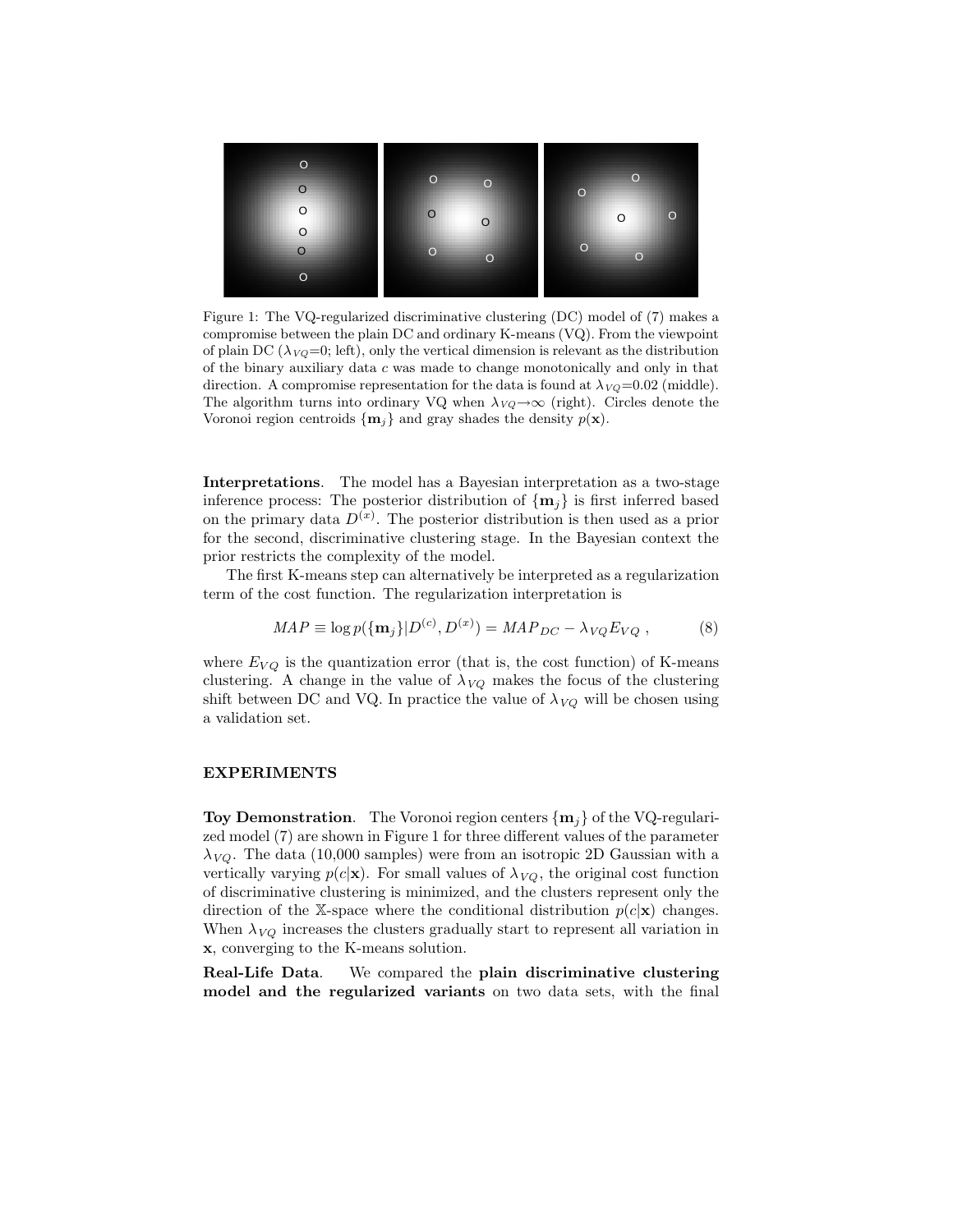Figure 1: The VQ-regularized discriminative clustering (DC) model of (7) makes a compromise between the plain DC and ordinary K-means (VQ). From the viewpoint of plain DC ($\lambda_{VQ}$=0; left), only the vertical dimension is relevant as the distribution of the binary auxiliary data $c$ was made to change monotonically and only in that direction. A compromise representation for the data is found at $\lambda_{VQ}$=0.02 (middle). The algorithm turns into ordinary VQ when $\lambda_{VQ} \rightarrow \infty$ (right). Circles denote the Voronoi region centroids $\{\mathbf{m}_j\}$ and gray shades the density $p(\mathbf{x})$.

**Interpretations**. The model has a Bayesian interpretation as a two-stage inference process: The posterior distribution of $\{\mathbf{m}_j\}$ is first inferred based on the primary data $D^{(x)}$. The posterior distribution is then used as a prior for the second, discriminative clustering stage. In the Bayesian context the prior restricts the complexity of the model.

The first K-means step can alternatively be interpreted as a regularization term of the cost function. The regularization interpretation is

$$MAP \equiv \log p(\{\mathbf{m}_j\}|D^{(c)}, D^{(x)}) = MAP_{DC} - \lambda_{VQ} E_{VQ} \; , \qquad (8)$$

where $E_{VQ}$ is the quantization error (that is, the cost function) of K-means clustering. A change in the value of $\lambda_{VQ}$ makes the focus of the clustering shift between DC and VQ. In practice the value of $\lambda_{VQ}$ will be chosen using a validation set.

## EXPERIMENTS

**Toy Demonstration**. The Voronoi region centers $\{\mathbf{m}_j\}$ of the VQ-regularized model (7) are shown in Figure 1 for three different values of the parameter $\lambda_{VQ}$. The data (10,000 samples) were from an isotropic 2D Gaussian with a vertically varying $p(c|\mathbf{x})$. For small values of $\lambda_{VQ}$, the original cost function of discriminative clustering is minimized, and the clusters represent only the direction of the $\mathbb{X}$-space where the conditional distribution $p(c|\mathbf{x})$ changes. When $\lambda_{VQ}$ increases the clusters gradually start to represent all variation in $\mathbf{x}$, converging to the K-means solution.

**Real-Life Data**. We compared the **plain discriminative clustering model and the regularized variants** on two data sets, with the final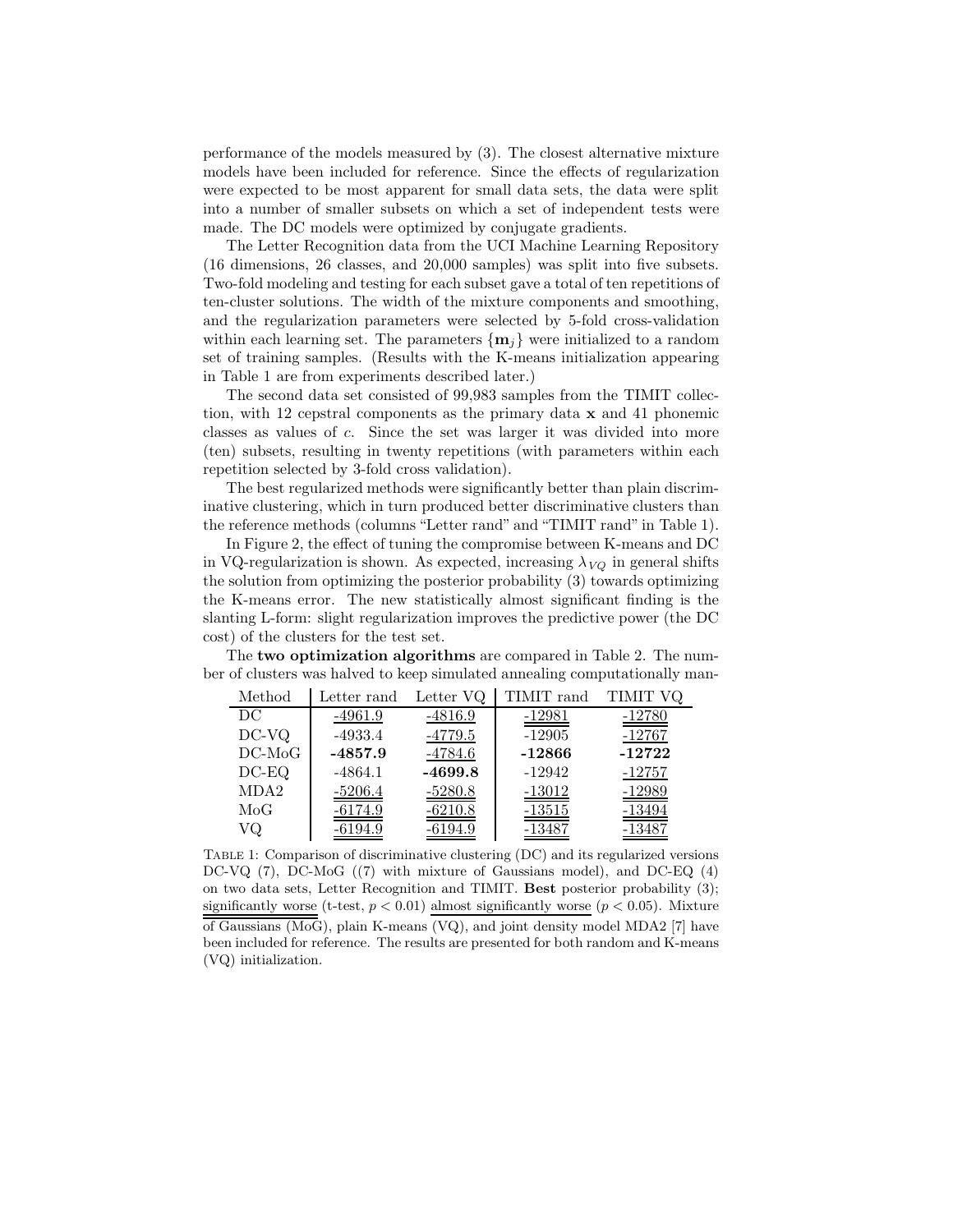performance of the models measured by (3). The closest alternative mixture models have been included for reference. Since the effects of regularization were expected to be most apparent for small data sets, the data were split into a number of smaller subsets on which a set of independent tests were made. The DC models were optimized by conjugate gradients.

The Letter Recognition data from the UCI Machine Learning Repository (16 dimensions, 26 classes, and 20,000 samples) was split into five subsets. Two-fold modeling and testing for each subset gave a total of ten repetitions of ten-cluster solutions. The width of the mixture components and smoothing, and the regularization parameters were selected by 5-fold cross-validation within each learning set. The parameters $\{\mathbf{m}_j\}$ were initialized to a random set of training samples. (Results with the K-means initialization appearing in Table 1 are from experiments described later.)

The second data set consisted of 99,983 samples from the TIMIT collection, with 12 cepstral components as the primary data $\mathbf{x}$ and 41 phonemic classes as values of $c$. Since the set was larger it was divided into more (ten) subsets, resulting in twenty repetitions (with parameters within each repetition selected by 3-fold cross validation).

The best regularized methods were significantly better than plain discriminative clustering, which in turn produced better discriminative clusters than the reference methods (columns "Letter rand" and "TIMIT rand" in Table 1).

In Figure 2, the effect of tuning the compromise between K-means and DC in VQ-regularization is shown. As expected, increasing $\lambda_{VQ}$ in general shifts the solution from optimizing the posterior probability (3) towards optimizing the K-means error. The new statistically almost significant finding is the slanting L-form: slight regularization improves the predictive power (the DC cost) of the clusters for the test set.

The **two optimization algorithms** are compared in Table 2. The number of clusters was halved to keep simulated annealing computationally man-

| Method | Letter rand | Letter VQ | TIMIT rand | TIMIT VQ |
|---|---|---|---|---|
| DC | -4961.9 | -4816.9 | -12981 | -12780 |
| DC-VQ | -4933.4 | -4779.5 | -12905 | -12767 |
| DC-MoG | **-4857.9** | -4784.6 | **-12866** | **-12722** |
| DC-EQ | -4864.1 | **-4699.8** | -12942 | -12757 |
| MDA2 | -5206.4 | -5280.8 | -13012 | -12989 |
| MoG | -6174.9 | -6210.8 | -13515 | -13494 |
| VQ | -6194.9 | -6194.9 | -13487 | -13487 |

TABLE 1: Comparison of discriminative clustering (DC) and its regularized versions DC-VQ (7), DC-MoG ((7) with mixture of Gaussians model), and DC-EQ (4) on two data sets, Letter Recognition and TIMIT. **Best** posterior probability (3); significantly worse (t-test, $p < 0.01$) almost significantly worse ($p < 0.05$). Mixture of Gaussians (MoG), plain K-means (VQ), and joint density model MDA2 [7] have been included for reference. The results are presented for both random and K-means (VQ) initialization.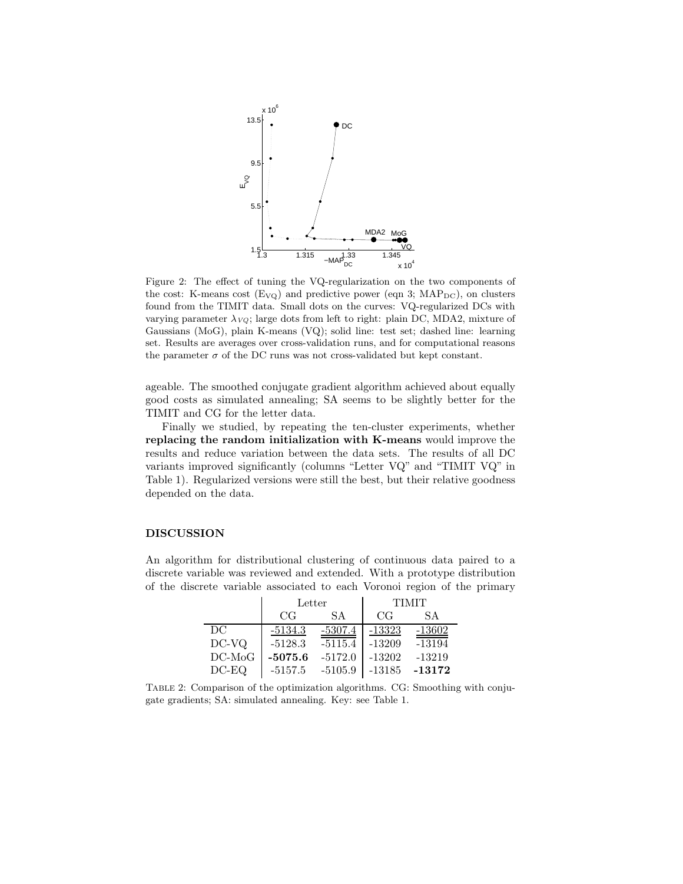Figure 2: The effect of tuning the VQ-regularization on the two components of the cost: K-means cost ($E_{VQ}$) and predictive power (eqn 3; $MAP_{DC}$), on clusters found from the TIMIT data. Small dots on the curves: VQ-regularized DCs with varying parameter $\lambda_{VQ}$; large dots from left to right: plain DC, MDA2, mixture of Gaussians (MoG), plain K-means (VQ); solid line: test set; dashed line: learning set. Results are averages over cross-validation runs, and for computational reasons the parameter $\sigma$ of the DC runs was not cross-validated but kept constant.

ageable. The smoothed conjugate gradient algorithm achieved about equally good costs as simulated annealing; SA seems to be slightly better for the TIMIT and CG for the letter data.

Finally we studied, by repeating the ten-cluster experiments, whether **replacing the random initialization with K-means** would improve the results and reduce variation between the data sets. The results of all DC variants improved significantly (columns "Letter VQ" and "TIMIT VQ" in Table 1). Regularized versions were still the best, but their relative goodness depended on the data.

## DISCUSSION

An algorithm for distributional clustering of continuous data paired to a discrete variable was reviewed and extended. With a prototype distribution of the discrete variable associated to each Voronoi region of the primary

| | Letter | | TIMIT | |
|---|---|---|---|---|
| | CG | SA | CG | SA |
| DC | -5134.3 | -5307.4 | -13323 | -13602 |
| DC-VQ | -5128.3 | -5115.4 | -13209 | -13194 |
| DC-MoG | **-5075.6** | -5172.0 | -13202 | -13219 |
| DC-EQ | -5157.5 | -5105.9 | -13185 | **-13172** |

TABLE 2: Comparison of the optimization algorithms. CG: Smoothing with conjugate gradients; SA: simulated annealing. Key: see Table 1.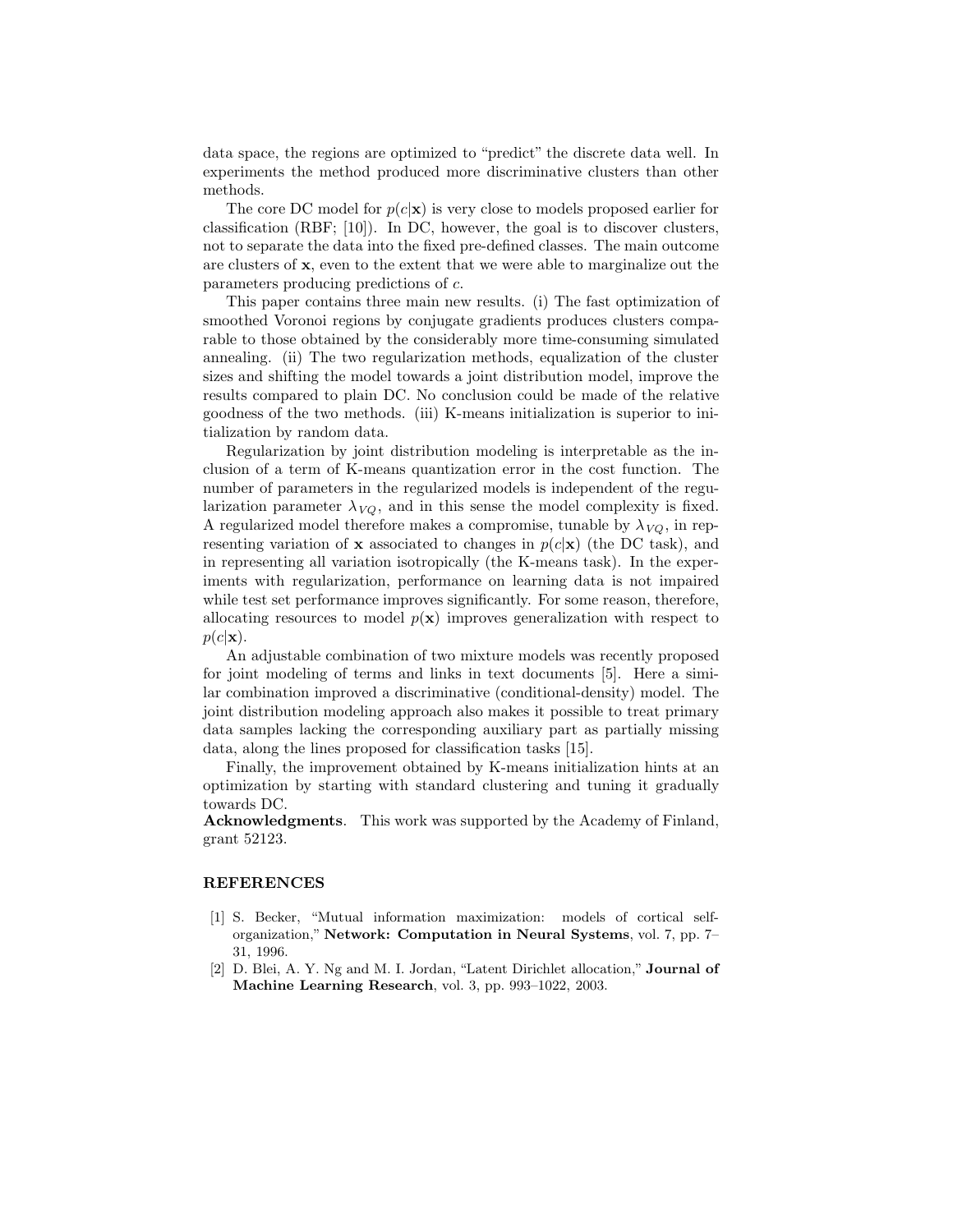data space, the regions are optimized to "predict" the discrete data well. In experiments the method produced more discriminative clusters than other methods.

The core DC model for $p(c|\mathbf{x})$ is very close to models proposed earlier for classification (RBF; [10]). In DC, however, the goal is to discover clusters, not to separate the data into the fixed pre-defined classes. The main outcome are clusters of $\mathbf{x}$, even to the extent that we were able to marginalize out the parameters producing predictions of $c$.

This paper contains three main new results. (i) The fast optimization of smoothed Voronoi regions by conjugate gradients produces clusters comparable to those obtained by the considerably more time-consuming simulated annealing. (ii) The two regularization methods, equalization of the cluster sizes and shifting the model towards a joint distribution model, improve the results compared to plain DC. No conclusion could be made of the relative goodness of the two methods. (iii) K-means initialization is superior to initialization by random data.

Regularization by joint distribution modeling is interpretable as the inclusion of a term of K-means quantization error in the cost function. The number of parameters in the regularized models is independent of the regularization parameter $\lambda_{VQ}$, and in this sense the model complexity is fixed. A regularized model therefore makes a compromise, tunable by $\lambda_{VQ}$, in representing variation of $\mathbf{x}$ associated to changes in $p(c|\mathbf{x})$ (the DC task), and in representing all variation isotropically (the K-means task). In the experiments with regularization, performance on learning data is not impaired while test set performance improves significantly. For some reason, therefore, allocating resources to model $p(\mathbf{x})$ improves generalization with respect to $p(c|\mathbf{x})$.

An adjustable combination of two mixture models was recently proposed for joint modeling of terms and links in text documents [5]. Here a similar combination improved a discriminative (conditional-density) model. The joint distribution modeling approach also makes it possible to treat primary data samples lacking the corresponding auxiliary part as partially missing data, along the lines proposed for classification tasks [15].

Finally, the improvement obtained by K-means initialization hints at an optimization by starting with standard clustering and tuning it gradually towards DC.

**Acknowledgments**. This work was supported by the Academy of Finland, grant 52123.

## REFERENCES

[1] S. Becker, "Mutual information maximization: models of cortical self-organization," **Network: Computation in Neural Systems**, vol. 7, pp. 7–31, 1996.

[2] D. Blei, A. Y. Ng and M. I. Jordan, "Latent Dirichlet allocation," **Journal of Machine Learning Research**, vol. 3, pp. 993–1022, 2003.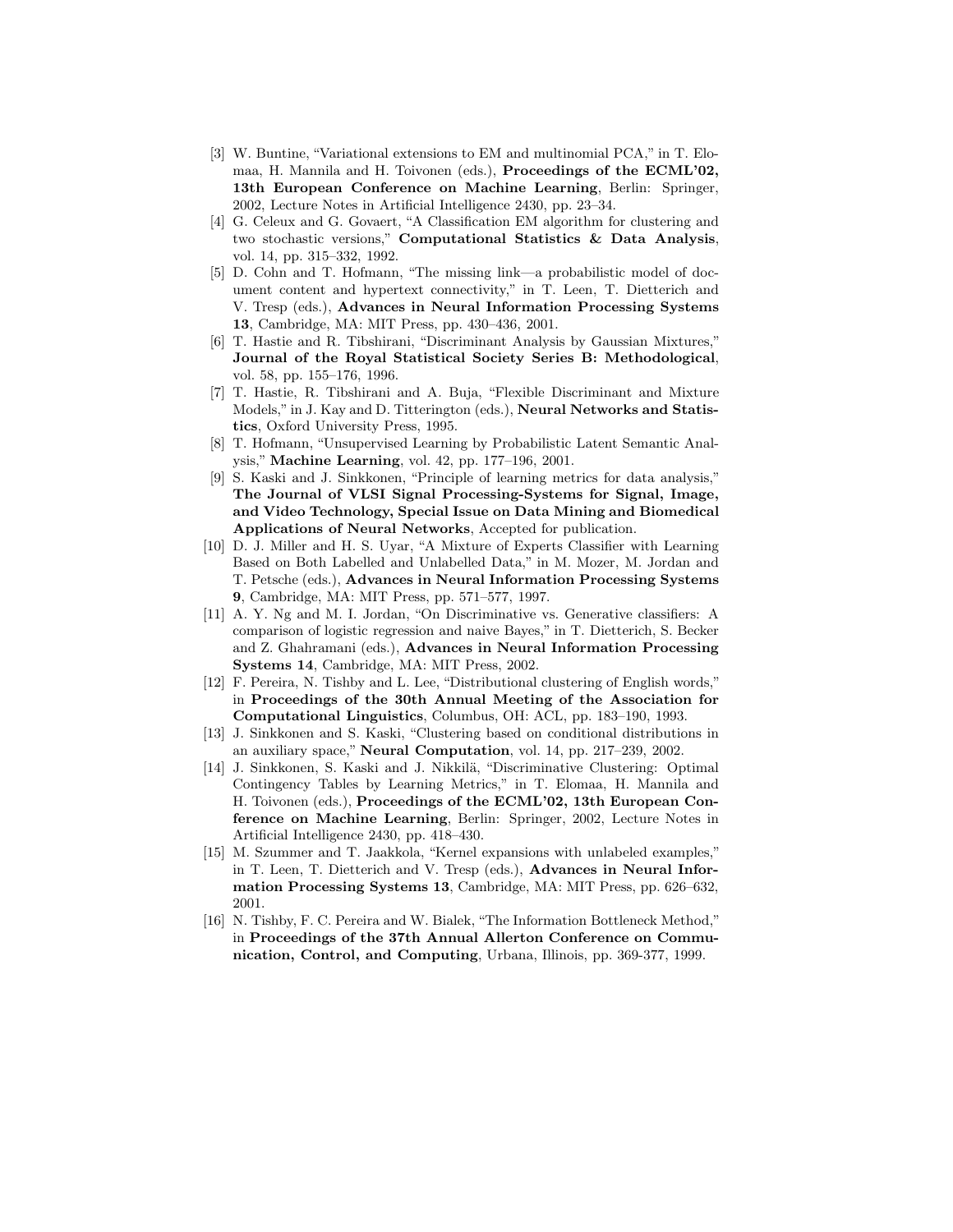[3] W. Buntine, "Variational extensions to EM and multinomial PCA," in T. Elomaa, H. Mannila and H. Toivonen (eds.), **Proceedings of the ECML'02, 13th European Conference on Machine Learning**, Berlin: Springer, 2002, Lecture Notes in Artificial Intelligence 2430, pp. 23–34.

[4] G. Celeux and G. Govaert, "A Classification EM algorithm for clustering and two stochastic versions," **Computational Statistics & Data Analysis**, vol. 14, pp. 315–332, 1992.

[5] D. Cohn and T. Hofmann, "The missing link—a probabilistic model of document content and hypertext connectivity," in T. Leen, T. Dietterich and V. Tresp (eds.), **Advances in Neural Information Processing Systems 13**, Cambridge, MA: MIT Press, pp. 430–436, 2001.

[6] T. Hastie and R. Tibshirani, "Discriminant Analysis by Gaussian Mixtures," **Journal of the Royal Statistical Society Series B: Methodological**, vol. 58, pp. 155–176, 1996.

[7] T. Hastie, R. Tibshirani and A. Buja, "Flexible Discriminant and Mixture Models," in J. Kay and D. Titterington (eds.), **Neural Networks and Statistics**, Oxford University Press, 1995.

[8] T. Hofmann, "Unsupervised Learning by Probabilistic Latent Semantic Analysis," **Machine Learning**, vol. 42, pp. 177–196, 2001.

[9] S. Kaski and J. Sinkkonen, "Principle of learning metrics for data analysis," **The Journal of VLSI Signal Processing-Systems for Signal, Image, and Video Technology, Special Issue on Data Mining and Biomedical Applications of Neural Networks**, Accepted for publication.

[10] D. J. Miller and H. S. Uyar, "A Mixture of Experts Classifier with Learning Based on Both Labelled and Unlabelled Data," in M. Mozer, M. Jordan and T. Petsche (eds.), **Advances in Neural Information Processing Systems 9**, Cambridge, MA: MIT Press, pp. 571–577, 1997.

[11] A. Y. Ng and M. I. Jordan, "On Discriminative vs. Generative classifiers: A comparison of logistic regression and naive Bayes," in T. Dietterich, S. Becker and Z. Ghahramani (eds.), **Advances in Neural Information Processing Systems 14**, Cambridge, MA: MIT Press, 2002.

[12] F. Pereira, N. Tishby and L. Lee, "Distributional clustering of English words," in **Proceedings of the 30th Annual Meeting of the Association for Computational Linguistics**, Columbus, OH: ACL, pp. 183–190, 1993.

[13] J. Sinkkonen and S. Kaski, "Clustering based on conditional distributions in an auxiliary space," **Neural Computation**, vol. 14, pp. 217–239, 2002.

[14] J. Sinkkonen, S. Kaski and J. Nikkilä, "Discriminative Clustering: Optimal Contingency Tables by Learning Metrics," in T. Elomaa, H. Mannila and H. Toivonen (eds.), **Proceedings of the ECML'02, 13th European Conference on Machine Learning**, Berlin: Springer, 2002, Lecture Notes in Artificial Intelligence 2430, pp. 418–430.

[15] M. Szummer and T. Jaakkola, "Kernel expansions with unlabeled examples," in T. Leen, T. Dietterich and V. Tresp (eds.), **Advances in Neural Information Processing Systems 13**, Cambridge, MA: MIT Press, pp. 626–632, 2001.

[16] N. Tishby, F. C. Pereira and W. Bialek, "The Information Bottleneck Method," in **Proceedings of the 37th Annual Allerton Conference on Communication, Control, and Computing**, Urbana, Illinois, pp. 369-377, 1999.